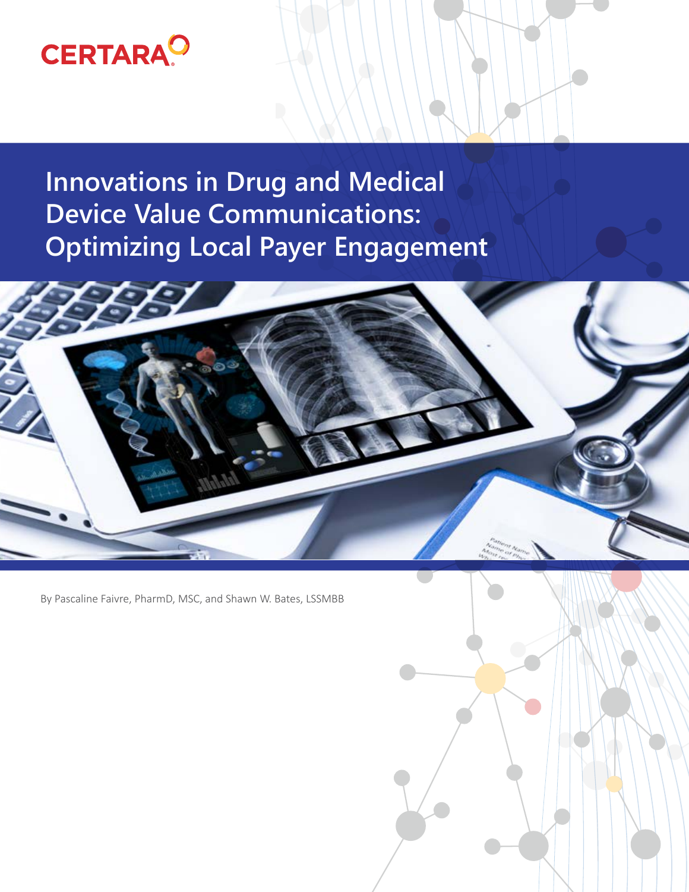CERTARA

# Innovations in Drug and Medical Device Value Communications: Optimizing Local Payer Engagement

By Pascaline Faivre, PharmD, MSC, and Shawn W. Bates, LSSMBB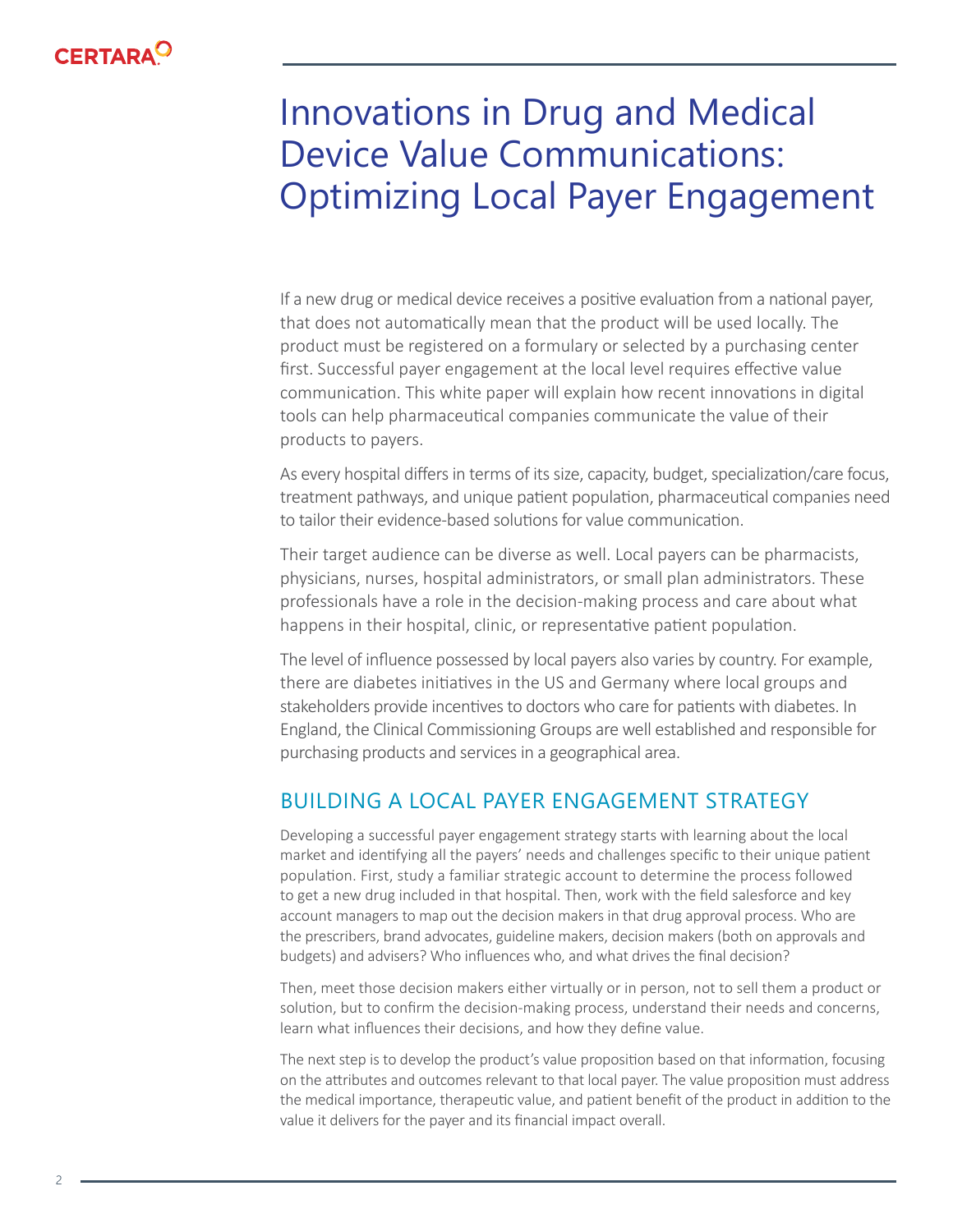# Innovations in Drug and Medical Device Value Communications: Optimizing Local Payer Engagement

If a new drug or medical device receives a positive evaluation from a national payer, that does not automatically mean that the product will be used locally. The product must be registered on a formulary or selected by a purchasing center first. Successful payer engagement at the local level requires effective value communication. This white paper will explain how recent innovations in digital tools can help pharmaceutical companies communicate the value of their products to payers.

As every hospital differs in terms of its size, capacity, budget, specialization/care focus, treatment pathways, and unique patient population, pharmaceutical companies need to tailor their evidence-based solutions for value communication.

Their target audience can be diverse as well. Local payers can be pharmacists, physicians, nurses, hospital administrators, or small plan administrators. These professionals have a role in the decision-making process and care about what happens in their hospital, clinic, or representative patient population.

The level of influence possessed by local payers also varies by country. For example, there are diabetes initiatives in the US and Germany where local groups and stakeholders provide incentives to doctors who care for patients with diabetes. In England, the Clinical Commissioning Groups are well established and responsible for purchasing products and services in a geographical area.

## BUILDING A LOCAL PAYER ENGAGEMENT STRATEGY

Developing a successful payer engagement strategy starts with learning about the local market and identifying all the payers' needs and challenges specific to their unique patient population. First, study a familiar strategic account to determine the process followed to get a new drug included in that hospital. Then, work with the field salesforce and key account managers to map out the decision makers in that drug approval process. Who are the prescribers, brand advocates, guideline makers, decision makers (both on approvals and budgets) and advisers? Who influences who, and what drives the final decision?

Then, meet those decision makers either virtually or in person, not to sell them a product or solution, but to confirm the decision-making process, understand their needs and concerns, learn what influences their decisions, and how they define value.

The next step is to develop the product's value proposition based on that information, focusing on the attributes and outcomes relevant to that local payer. The value proposition must address the medical importance, therapeutic value, and patient benefit of the product in addition to the value it delivers for the payer and its financial impact overall.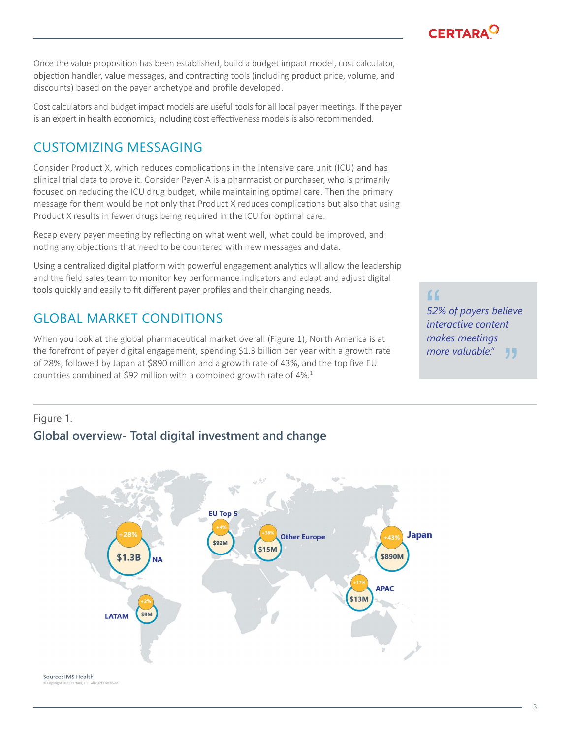Once the value proposition has been established, build a budget impact model, cost calculator, objection handler, value messages, and contracting tools (including product price, volume, and discounts) based on the payer archetype and profile developed.

Cost calculators and budget impact models are useful tools for all local payer meetings. If the payer is an expert in health economics, including cost effectiveness models is also recommended.

## CUSTOMIZING MESSAGING

Consider Product X, which reduces complications in the intensive care unit (ICU) and has clinical trial data to prove it. Consider Payer A is a pharmacist or purchaser, who is primarily focused on reducing the ICU drug budget, while maintaining optimal care. Then the primary message for them would be not only that Product X reduces complications but also that using Product X results in fewer drugs being required in the ICU for optimal care.

Recap every payer meeting by reflecting on what went well, what could be improved, and noting any objections that need to be countered with new messages and data.

Using a centralized digital platform with powerful engagement analytics will allow the leadership and the field sales team to monitor key performance indicators and adapt and adjust digital tools quickly and easily to fit different payer profiles and their changing needs.

> *"52% of payers believe interactive content makes meetings more valuable."*

## GLOBAL MARKET CONDITIONS

When you look at the global pharmaceutical market overall (Figure 1), North America is at the forefront of payer digital engagement, spending $1.3 billion per year with a growth rate of 28%, followed by Japan at $890 million and a growth rate of 43%, and the top five EU countries combined at $92 million with a combined growth rate of 4%.[1]

Figure 1.

**Global overview- Total digital investment and change**

| Region | Total digital investment | Change |
|---|---|---|
| NA | $1.3B | +28% |
| EU Top 5 | $92M | +4% |
| Other Europe | $15M | +38% |
| Japan | $890M | +43% |
| APAC | $13M | +17% |
| LATAM | $9M | +2% |

Source: IMS Health

© Copyright 2021 Certara, L.P. All rights reserved.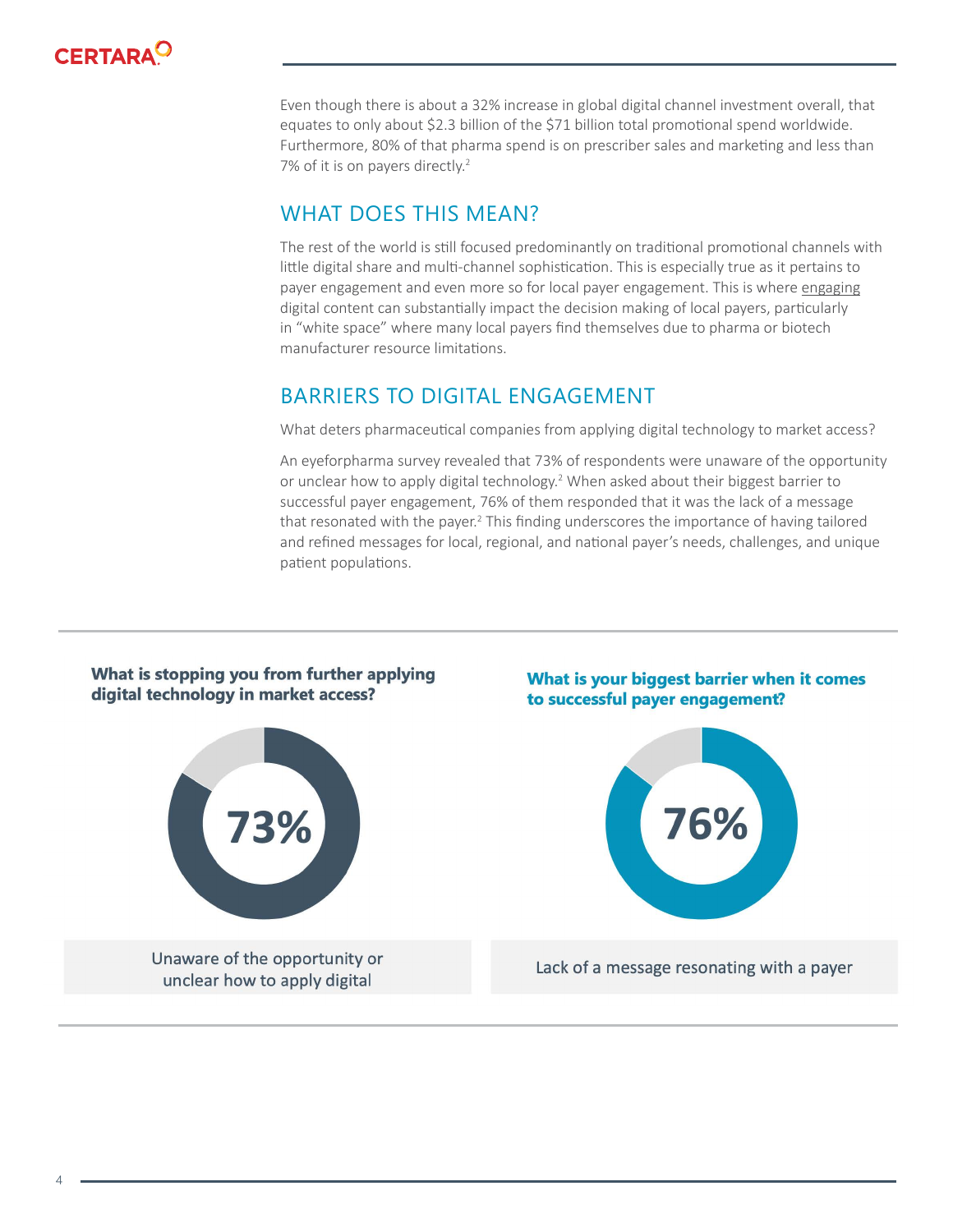Even though there is about a 32% increase in global digital channel investment overall, that equates to only about $2.3 billion of the $71 billion total promotional spend worldwide. Furthermore, 80% of that pharma spend is on prescriber sales and marketing and less than 7% of it is on payers directly.[2]

## WHAT DOES THIS MEAN?

The rest of the world is still focused predominantly on traditional promotional channels with little digital share and multi-channel sophistication. This is especially true as it pertains to payer engagement and even more so for local payer engagement. This is where engaging digital content can substantially impact the decision making of local payers, particularly in "white space" where many local payers find themselves due to pharma or biotech manufacturer resource limitations.

## BARRIERS TO DIGITAL ENGAGEMENT

What deters pharmaceutical companies from applying digital technology to market access?

An eyeforpharma survey revealed that 73% of respondents were unaware of the opportunity or unclear how to apply digital technology.[2] When asked about their biggest barrier to successful payer engagement, 76% of them responded that it was the lack of a message that resonated with the payer.[2] This finding underscores the importance of having tailored and refined messages for local, regional, and national payer's needs, challenges, and unique patient populations.

**What is stopping you from further applying digital technology in market access?**

73%

Unaware of the opportunity or unclear how to apply digital

**What is your biggest barrier when it comes to successful payer engagement?**

76%

Lack of a message resonating with a payer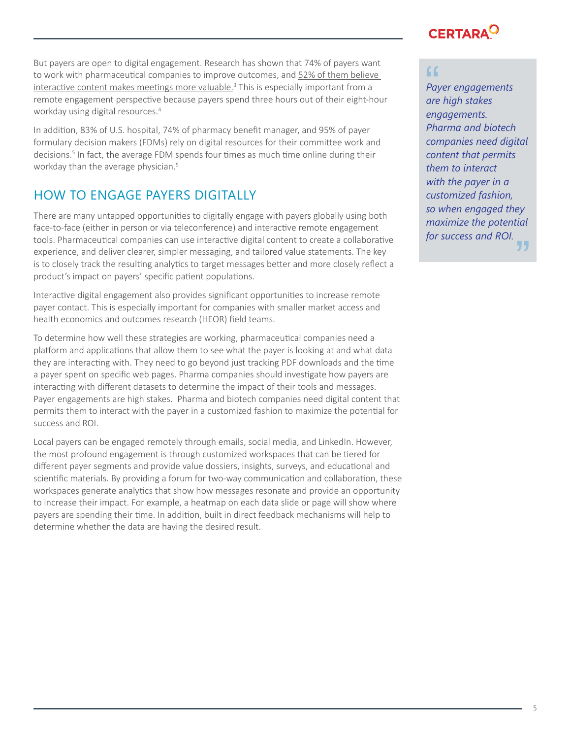But payers are open to digital engagement. Research has shown that 74% of payers want to work with pharmaceutical companies to improve outcomes, and 52% of them believe interactive content makes meetings more valuable.[3] This is especially important from a remote engagement perspective because payers spend three hours out of their eight-hour workday using digital resources.[4]

In addition, 83% of U.S. hospital, 74% of pharmacy benefit manager, and 95% of payer formulary decision makers (FDMs) rely on digital resources for their committee work and decisions.[5] In fact, the average FDM spends four times as much time online during their workday than the average physician.[5]

## HOW TO ENGAGE PAYERS DIGITALLY

There are many untapped opportunities to digitally engage with payers globally using both face-to-face (either in person or via teleconference) and interactive remote engagement tools. Pharmaceutical companies can use interactive digital content to create a collaborative experience, and deliver clearer, simpler messaging, and tailored value statements. The key is to closely track the resulting analytics to target messages better and more closely reflect a product's impact on payers' specific patient populations.

Interactive digital engagement also provides significant opportunities to increase remote payer contact. This is especially important for companies with smaller market access and health economics and outcomes research (HEOR) field teams.

To determine how well these strategies are working, pharmaceutical companies need a platform and applications that allow them to see what the payer is looking at and what data they are interacting with. They need to go beyond just tracking PDF downloads and the time a payer spent on specific web pages. Pharma companies should investigate how payers are interacting with different datasets to determine the impact of their tools and messages. Payer engagements are high stakes. Pharma and biotech companies need digital content that permits them to interact with the payer in a customized fashion to maximize the potential for success and ROI.

Local payers can be engaged remotely through emails, social media, and LinkedIn. However, the most profound engagement is through customized workspaces that can be tiered for different payer segments and provide value dossiers, insights, surveys, and educational and scientific materials. By providing a forum for two-way communication and collaboration, these workspaces generate analytics that show how messages resonate and provide an opportunity to increase their impact. For example, a heatmap on each data slide or page will show where payers are spending their time. In addition, built in direct feedback mechanisms will help to determine whether the data are having the desired result.

> *"Payer engagements are high stakes engagements. Pharma and biotech companies need digital content that permits them to interact with the payer in a customized fashion, so when engaged they maximize the potential for success and ROI."*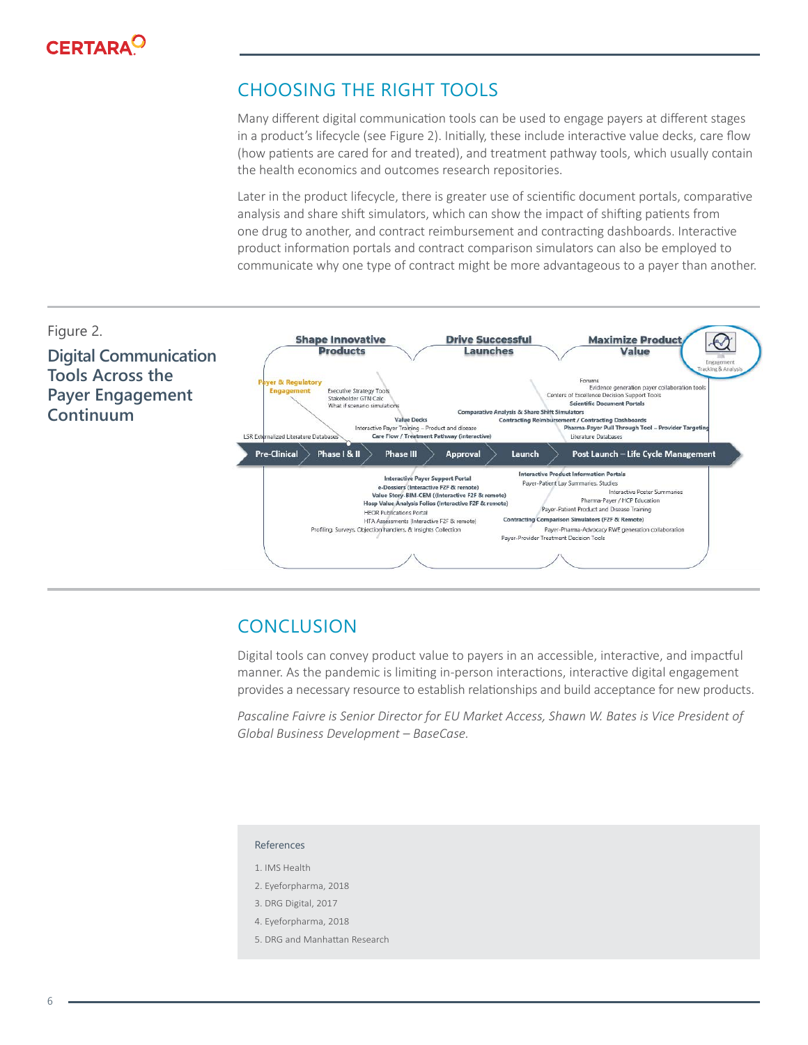## CHOOSING THE RIGHT TOOLS

Many different digital communication tools can be used to engage payers at different stages in a product's lifecycle (see Figure 2). Initially, these include interactive value decks, care flow (how patients are cared for and treated), and treatment pathway tools, which usually contain the health economics and outcomes research repositories.

Later in the product lifecycle, there is greater use of scientific document portals, comparative analysis and share shift simulators, which can show the impact of shifting patients from one drug to another, and contract reimbursement and contracting dashboards. Interactive product information portals and contract comparison simulators can also be employed to communicate why one type of contract might be more advantageous to a payer than another.

Figure 2.

**Digital Communication Tools Across the Payer Engagement Continuum**

Shape Innovative Products | Drive Successful Launches | Maximize Product Value | Engagement Tracking & Analysis

Payer & Regulatory Engagement

Executive Strategy Tools
Stakeholder GTN Calc
What if scenario simulations
Value Decks
Interactive Payer Training – Product and disease
Care Flow / Treatment Pathway (interactive)
LSR Externalized Literature Databases

Forums
Evidence generation payer collaboration tools
Centers of Excellence Decision Support Tools
Scientific Document Portals
Comparative Analysis & Share Shift Simulators
Contracting Reimbursement / Contracting Dashboards
Pharma-Payer Pull Through Tool – Provider Targeting
Literature Databases

Pre-Clinical > Phase I & II > Phase III > Approval > Launch > Post Launch – Life Cycle Management

Interactive Payer Support Portal
e-Dossiers (Interactive F2F & remote)
Value Story-BIM-CEM ((Interactive F2F & remote)
Hosp Value Analysis Folios (Interactive F2F & remote)
HEOR Publications Portal
HTA Assessments (Interactive F2F & remote)
Profiling, Surveys, Objection handlers, & Insights Collection

Interactive Product Information Portals
Payer-Patient Lay Summaries, Studies
Interactive Poster Summaries
Pharma-Payer / HCP Education
Payer-Patient Product and Disease Training
Contracting Comparison Simulators (F2F & Remote)
Payer-Pharma-Advocacy RWE generation collaboration
Payer-Provider Treatment Decision Tools

## CONCLUSION

Digital tools can convey product value to payers in an accessible, interactive, and impactful manner. As the pandemic is limiting in-person interactions, interactive digital engagement provides a necessary resource to establish relationships and build acceptance for new products.

*Pascaline Faivre is Senior Director for EU Market Access, Shawn W. Bates is Vice President of Global Business Development – BaseCase.*

References

1. IMS Health
2. Eyeforpharma, 2018
3. DRG Digital, 2017
4. Eyeforpharma, 2018
5. DRG and Manhattan Research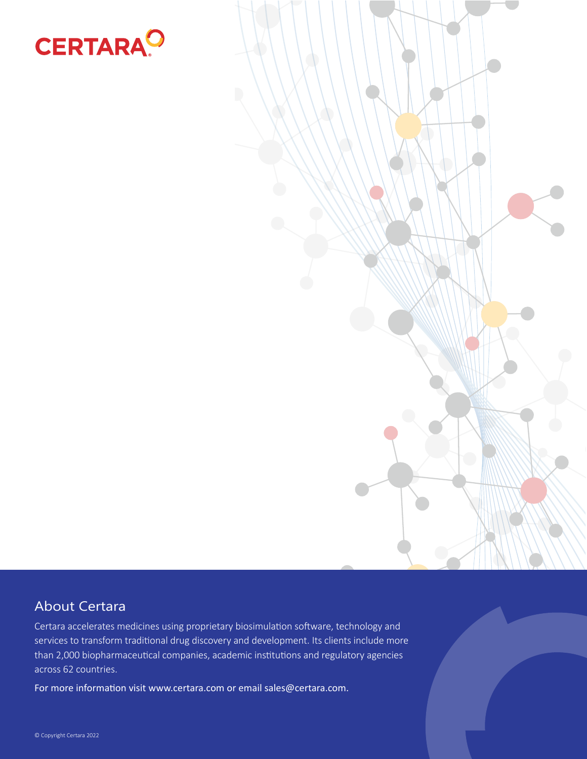CERTARA

## About Certara

Certara accelerates medicines using proprietary biosimulation software, technology and services to transform traditional drug discovery and development. Its clients include more than 2,000 biopharmaceutical companies, academic institutions and regulatory agencies across 62 countries.

For more information visit www.certara.com or email sales@certara.com.

© Copyright Certara 2022